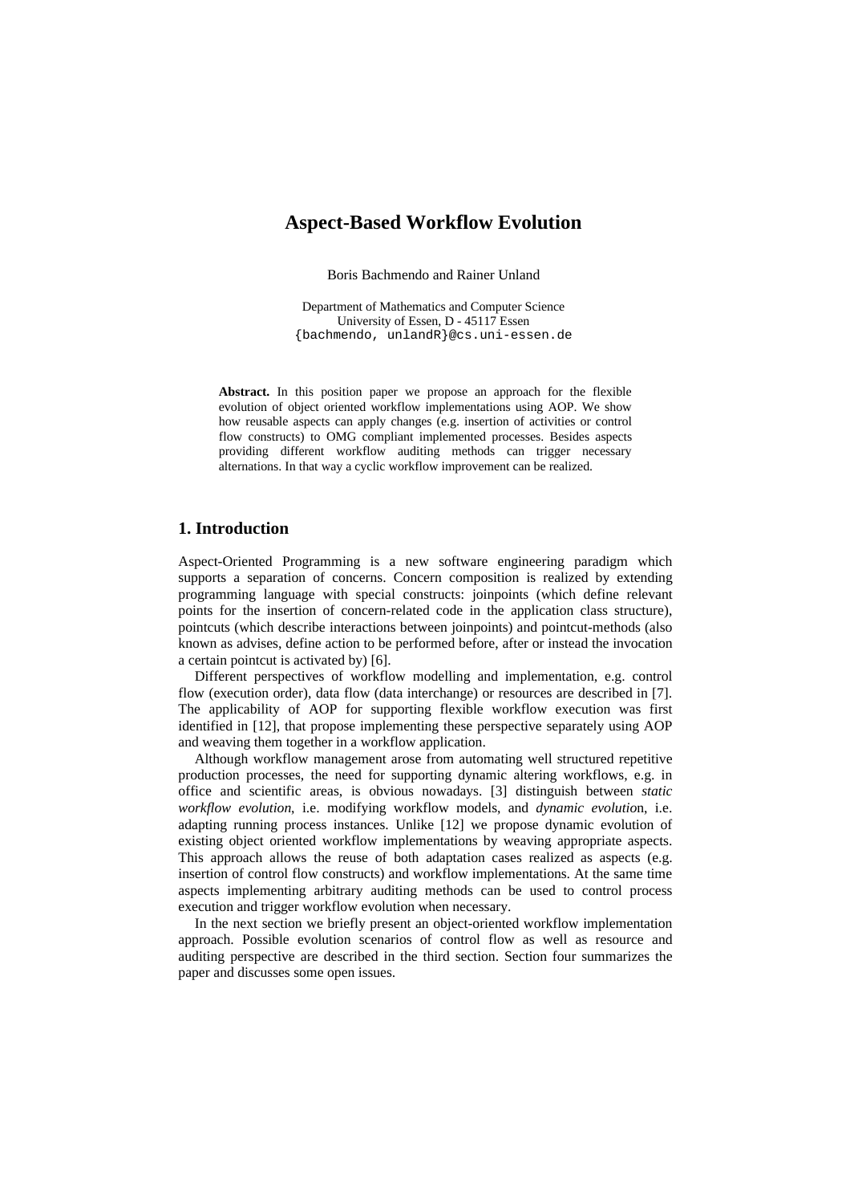# Aspect-Based Workflow Evolution

Boris Bachmendo and Rainer Unland

Department of Mathematics and Computer Science
University of Essen, D - 45117 Essen
{bachmendo, unlandR}@cs.uni-essen.de

**Abstract.** In this position paper we propose an approach for the flexible evolution of object oriented workflow implementations using AOP. We show how reusable aspects can apply changes (e.g. insertion of activities or control flow constructs) to OMG compliant implemented processes. Besides aspects providing different workflow auditing methods can trigger necessary alternations. In that way a cyclic workflow improvement can be realized.

## 1. Introduction

Aspect-Oriented Programming is a new software engineering paradigm which supports a separation of concerns. Concern composition is realized by extending programming language with special constructs: joinpoints (which define relevant points for the insertion of concern-related code in the application class structure), pointcuts (which describe interactions between joinpoints) and pointcut-methods (also known as advises, define action to be performed before, after or instead the invocation a certain pointcut is activated by) [6].

Different perspectives of workflow modelling and implementation, e.g. control flow (execution order), data flow (data interchange) or resources are described in [7]. The applicability of AOP for supporting flexible workflow execution was first identified in [12], that propose implementing these perspective separately using AOP and weaving them together in a workflow application.

Although workflow management arose from automating well structured repetitive production processes, the need for supporting dynamic altering workflows, e.g. in office and scientific areas, is obvious nowadays. [3] distinguish between *static workflow evolution*, i.e. modifying workflow models, and *dynamic evolution*, i.e. adapting running process instances. Unlike [12] we propose dynamic evolution of existing object oriented workflow implementations by weaving appropriate aspects. This approach allows the reuse of both adaptation cases realized as aspects (e.g. insertion of control flow constructs) and workflow implementations. At the same time aspects implementing arbitrary auditing methods can be used to control process execution and trigger workflow evolution when necessary.

In the next section we briefly present an object-oriented workflow implementation approach. Possible evolution scenarios of control flow as well as resource and auditing perspective are described in the third section. Section four summarizes the paper and discusses some open issues.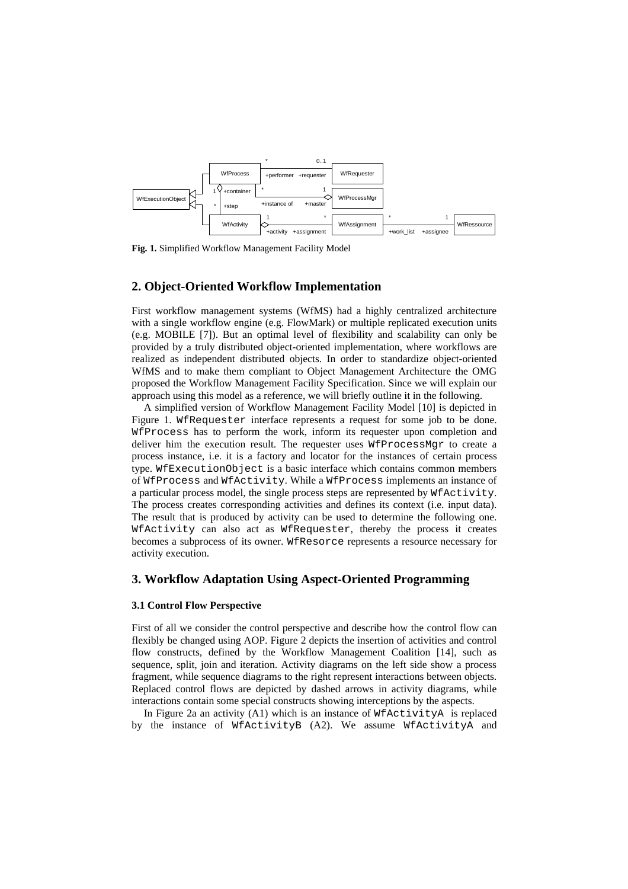**Fig. 1.** Simplified Workflow Management Facility Model

## 2. Object-Oriented Workflow Implementation

First workflow management systems (WfMS) had a highly centralized architecture with a single workflow engine (e.g. FlowMark) or multiple replicated execution units (e.g. MOBILE [7]). But an optimal level of flexibility and scalability can only be provided by a truly distributed object-oriented implementation, where workflows are realized as independent distributed objects. In order to standardize object-oriented WfMS and to make them compliant to Object Management Architecture the OMG proposed the Workflow Management Facility Specification. Since we will explain our approach using this model as a reference, we will briefly outline it in the following.

A simplified version of Workflow Management Facility Model [10] is depicted in Figure 1. `WfRequester` interface represents a request for some job to be done. `WfProcess` has to perform the work, inform its requester upon completion and deliver him the execution result. The requester uses `WfProcessMgr` to create a process instance, i.e. it is a factory and locator for the instances of certain process type. `WfExecutionObject` is a basic interface which contains common members of `WfProcess` and `WfActivity`. While a `WfProcess` implements an instance of a particular process model, the single process steps are represented by `WfActivity`. The process creates corresponding activities and defines its context (i.e. input data). The result that is produced by activity can be used to determine the following one. `WfActivity` can also act as `WfRequester`, thereby the process it creates becomes a subprocess of its owner. `WfResorce` represents a resource necessary for activity execution.

## 3. Workflow Adaptation Using Aspect-Oriented Programming

### 3.1 Control Flow Perspective

First of all we consider the control perspective and describe how the control flow can flexibly be changed using AOP. Figure 2 depicts the insertion of activities and control flow constructs, defined by the Workflow Management Coalition [14], such as sequence, split, join and iteration. Activity diagrams on the left side show a process fragment, while sequence diagrams to the right represent interactions between objects. Replaced control flows are depicted by dashed arrows in activity diagrams, while interactions contain some special constructs showing interceptions by the aspects.

In Figure 2a an activity (A1) which is an instance of `WfActivityA` is replaced by the instance of `WfActivityB` (A2). We assume `WfActivityA` and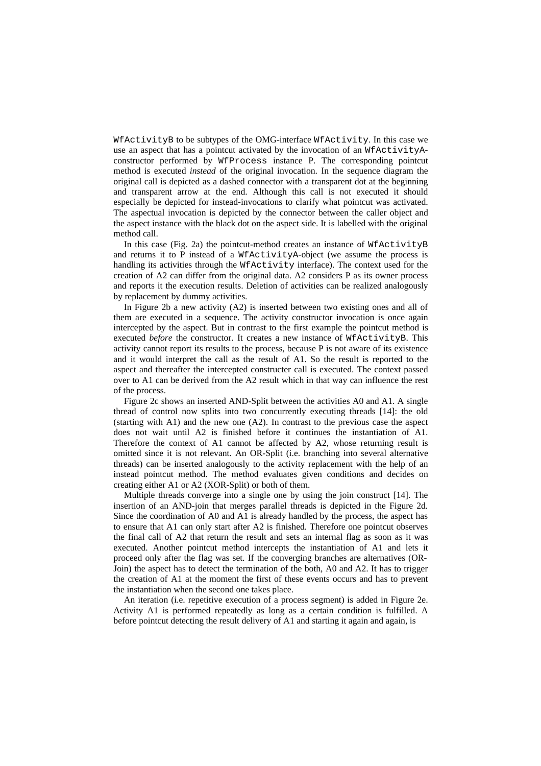`WfActivityB` to be subtypes of the OMG-interface `WfActivity`. In this case we use an aspect that has a pointcut activated by the invocation of an `WfActivityA`-constructor performed by `WfProcess` instance P. The corresponding pointcut method is executed *instead* of the original invocation. In the sequence diagram the original call is depicted as a dashed connector with a transparent dot at the beginning and transparent arrow at the end. Although this call is not executed it should especially be depicted for instead-invocations to clarify what pointcut was activated. The aspectual invocation is depicted by the connector between the caller object and the aspect instance with the black dot on the aspect side. It is labelled with the original method call.

In this case (Fig. 2a) the pointcut-method creates an instance of `WfActivityB` and returns it to P instead of a `WfActivityA`-object (we assume the process is handling its activities through the `WfActivity` interface). The context used for the creation of A2 can differ from the original data. A2 considers P as its owner process and reports it the execution results. Deletion of activities can be realized analogously by replacement by dummy activities.

In Figure 2b a new activity (A2) is inserted between two existing ones and all of them are executed in a sequence. The activity constructor invocation is once again intercepted by the aspect. But in contrast to the first example the pointcut method is executed *before* the constructor. It creates a new instance of `WfActivityB`. This activity cannot report its results to the process, because P is not aware of its existence and it would interpret the call as the result of A1. So the result is reported to the aspect and thereafter the intercepted constructer call is executed. The context passed over to A1 can be derived from the A2 result which in that way can influence the rest of the process.

Figure 2c shows an inserted AND-Split between the activities A0 and A1. A single thread of control now splits into two concurrently executing threads [14]: the old (starting with A1) and the new one (A2). In contrast to the previous case the aspect does not wait until A2 is finished before it continues the instantiation of A1. Therefore the context of A1 cannot be affected by A2, whose returning result is omitted since it is not relevant. An OR-Split (i.e. branching into several alternative threads) can be inserted analogously to the activity replacement with the help of an instead pointcut method. The method evaluates given conditions and decides on creating either A1 or A2 (XOR-Split) or both of them.

Multiple threads converge into a single one by using the join construct [14]. The insertion of an AND-join that merges parallel threads is depicted in the Figure 2d. Since the coordination of A0 and A1 is already handled by the process, the aspect has to ensure that A1 can only start after A2 is finished. Therefore one pointcut observes the final call of A2 that return the result and sets an internal flag as soon as it was executed. Another pointcut method intercepts the instantiation of A1 and lets it proceed only after the flag was set. If the converging branches are alternatives (OR-Join) the aspect has to detect the termination of the both, A0 and A2. It has to trigger the creation of A1 at the moment the first of these events occurs and has to prevent the instantiation when the second one takes place.

An iteration (i.e. repetitive execution of a process segment) is added in Figure 2e. Activity A1 is performed repeatedly as long as a certain condition is fulfilled. A before pointcut detecting the result delivery of A1 and starting it again and again, is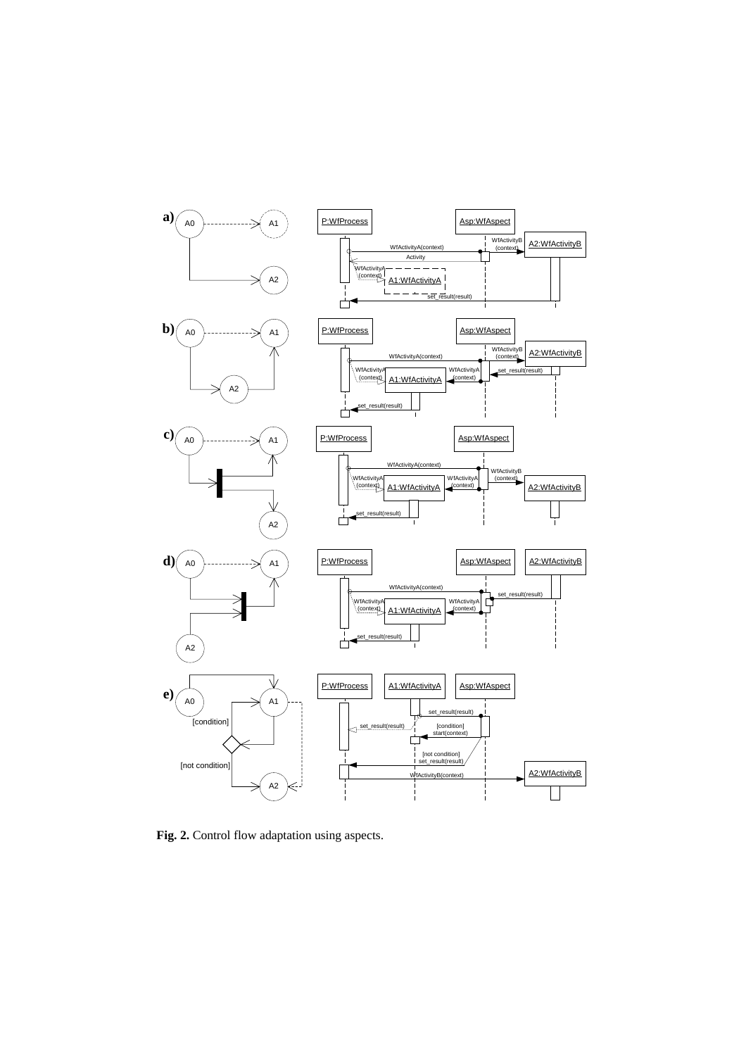**Fig. 2.** Control flow adaptation using aspects.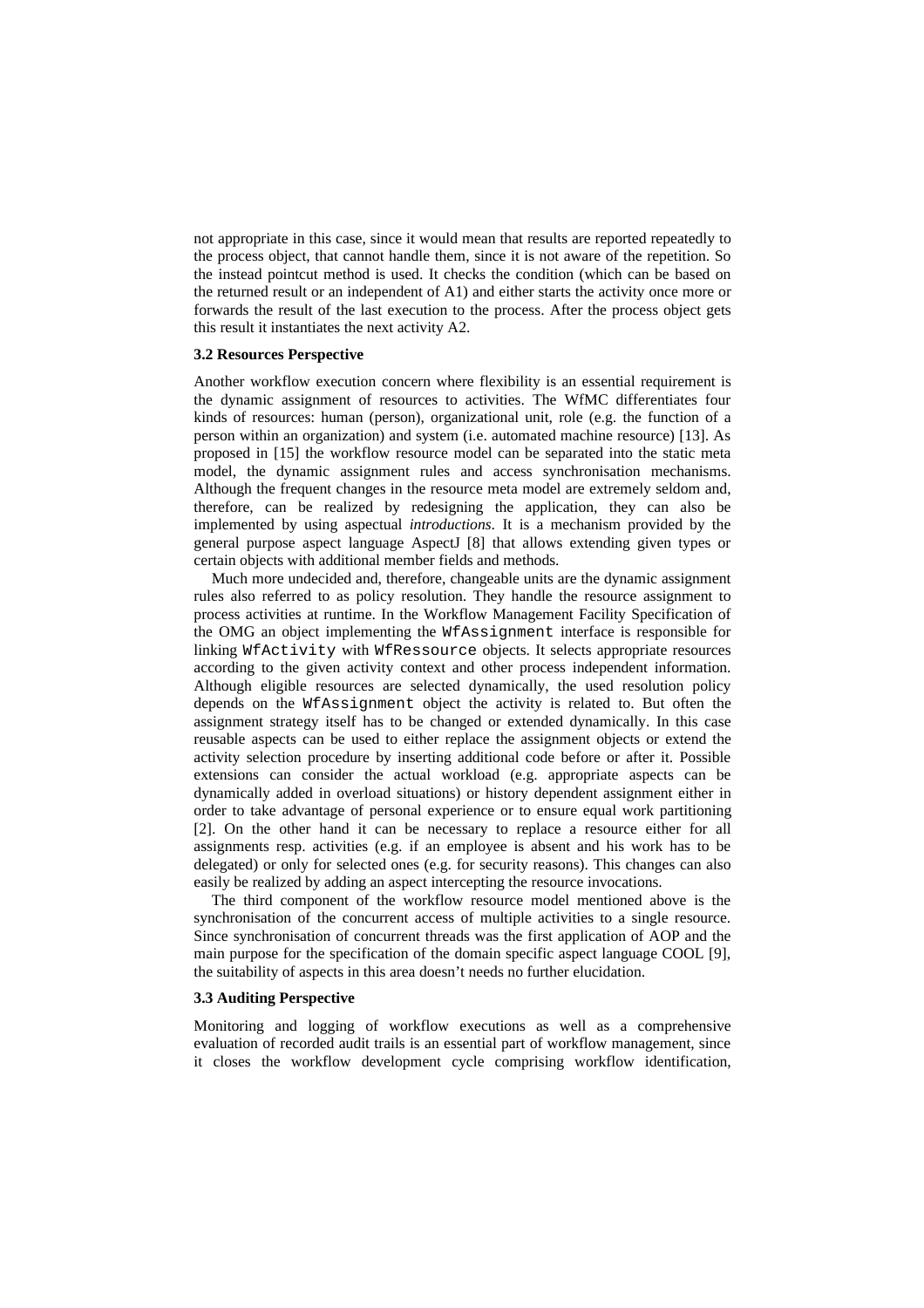not appropriate in this case, since it would mean that results are reported repeatedly to the process object, that cannot handle them, since it is not aware of the repetition. So the instead pointcut method is used. It checks the condition (which can be based on the returned result or an independent of A1) and either starts the activity once more or forwards the result of the last execution to the process. After the process object gets this result it instantiates the next activity A2.

### 3.2 Resources Perspective

Another workflow execution concern where flexibility is an essential requirement is the dynamic assignment of resources to activities. The WfMC differentiates four kinds of resources: human (person), organizational unit, role (e.g. the function of a person within an organization) and system (i.e. automated machine resource) [13]. As proposed in [15] the workflow resource model can be separated into the static meta model, the dynamic assignment rules and access synchronisation mechanisms. Although the frequent changes in the resource meta model are extremely seldom and, therefore, can be realized by redesigning the application, they can also be implemented by using aspectual *introductions*. It is a mechanism provided by the general purpose aspect language AspectJ [8] that allows extending given types or certain objects with additional member fields and methods.

Much more undecided and, therefore, changeable units are the dynamic assignment rules also referred to as policy resolution. They handle the resource assignment to process activities at runtime. In the Workflow Management Facility Specification of the OMG an object implementing the `WfAssignment` interface is responsible for linking `WfActivity` with `WfRessource` objects. It selects appropriate resources according to the given activity context and other process independent information. Although eligible resources are selected dynamically, the used resolution policy depends on the `WfAssignment` object the activity is related to. But often the assignment strategy itself has to be changed or extended dynamically. In this case reusable aspects can be used to either replace the assignment objects or extend the activity selection procedure by inserting additional code before or after it. Possible extensions can consider the actual workload (e.g. appropriate aspects can be dynamically added in overload situations) or history dependent assignment either in order to take advantage of personal experience or to ensure equal work partitioning [2]. On the other hand it can be necessary to replace a resource either for all assignments resp. activities (e.g. if an employee is absent and his work has to be delegated) or only for selected ones (e.g. for security reasons). This changes can also easily be realized by adding an aspect intercepting the resource invocations.

The third component of the workflow resource model mentioned above is the synchronisation of the concurrent access of multiple activities to a single resource. Since synchronisation of concurrent threads was the first application of AOP and the main purpose for the specification of the domain specific aspect language COOL [9], the suitability of aspects in this area doesn't needs no further elucidation.

### 3.3 Auditing Perspective

Monitoring and logging of workflow executions as well as a comprehensive evaluation of recorded audit trails is an essential part of workflow management, since it closes the workflow development cycle comprising workflow identification,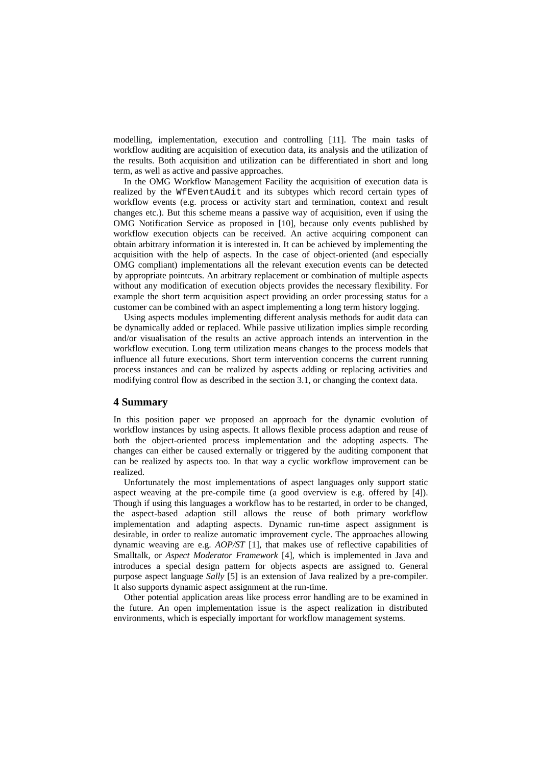modelling, implementation, execution and controlling [11]. The main tasks of workflow auditing are acquisition of execution data, its analysis and the utilization of the results. Both acquisition and utilization can be differentiated in short and long term, as well as active and passive approaches.

In the OMG Workflow Management Facility the acquisition of execution data is realized by the `WfEventAudit` and its subtypes which record certain types of workflow events (e.g. process or activity start and termination, context and result changes etc.). But this scheme means a passive way of acquisition, even if using the OMG Notification Service as proposed in [10], because only events published by workflow execution objects can be received. An active acquiring component can obtain arbitrary information it is interested in. It can be achieved by implementing the acquisition with the help of aspects. In the case of object-oriented (and especially OMG compliant) implementations all the relevant execution events can be detected by appropriate pointcuts. An arbitrary replacement or combination of multiple aspects without any modification of execution objects provides the necessary flexibility. For example the short term acquisition aspect providing an order processing status for a customer can be combined with an aspect implementing a long term history logging.

Using aspects modules implementing different analysis methods for audit data can be dynamically added or replaced. While passive utilization implies simple recording and/or visualisation of the results an active approach intends an intervention in the workflow execution. Long term utilization means changes to the process models that influence all future executions. Short term intervention concerns the current running process instances and can be realized by aspects adding or replacing activities and modifying control flow as described in the section 3.1, or changing the context data.

## 4 Summary

In this position paper we proposed an approach for the dynamic evolution of workflow instances by using aspects. It allows flexible process adaption and reuse of both the object-oriented process implementation and the adopting aspects. The changes can either be caused externally or triggered by the auditing component that can be realized by aspects too. In that way a cyclic workflow improvement can be realized.

Unfortunately the most implementations of aspect languages only support static aspect weaving at the pre-compile time (a good overview is e.g. offered by [4]). Though if using this languages a workflow has to be restarted, in order to be changed, the aspect-based adaption still allows the reuse of both primary workflow implementation and adapting aspects. Dynamic run-time aspect assignment is desirable, in order to realize automatic improvement cycle. The approaches allowing dynamic weaving are e.g. *AOP/ST* [1], that makes use of reflective capabilities of Smalltalk, or *Aspect Moderator Framework* [4], which is implemented in Java and introduces a special design pattern for objects aspects are assigned to. General purpose aspect language *Sally* [5] is an extension of Java realized by a pre-compiler. It also supports dynamic aspect assignment at the run-time.

Other potential application areas like process error handling are to be examined in the future. An open implementation issue is the aspect realization in distributed environments, which is especially important for workflow management systems.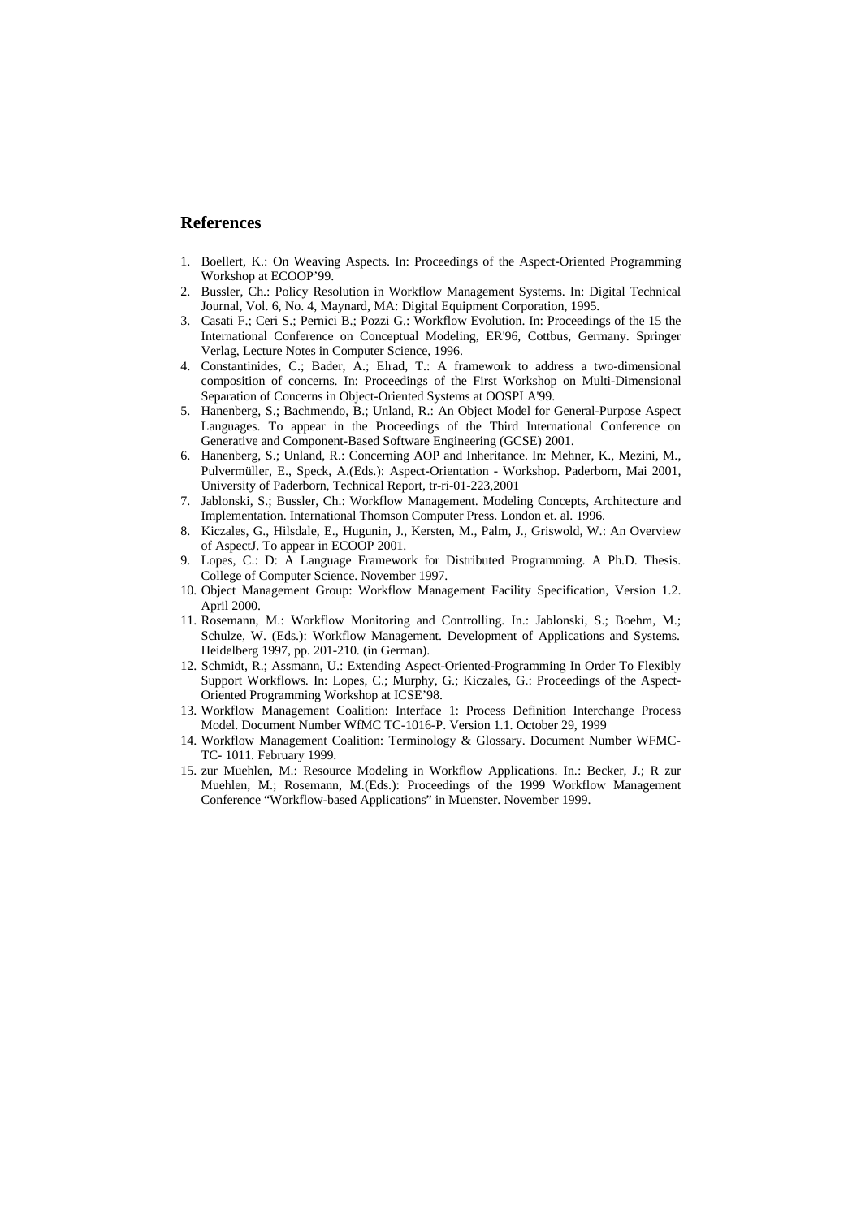## References

1. Boellert, K.: On Weaving Aspects. In: Proceedings of the Aspect-Oriented Programming Workshop at ECOOP'99.
2. Bussler, Ch.: Policy Resolution in Workflow Management Systems. In: Digital Technical Journal, Vol. 6, No. 4, Maynard, MA: Digital Equipment Corporation, 1995.
3. Casati F.; Ceri S.; Pernici B.; Pozzi G.: Workflow Evolution. In: Proceedings of the 15 the International Conference on Conceptual Modeling, ER'96, Cottbus, Germany. Springer Verlag, Lecture Notes in Computer Science, 1996.
4. Constantinides, C.; Bader, A.; Elrad, T.: A framework to address a two-dimensional composition of concerns. In: Proceedings of the First Workshop on Multi-Dimensional Separation of Concerns in Object-Oriented Systems at OOSPLA'99.
5. Hanenberg, S.; Bachmendo, B.; Unland, R.: An Object Model for General-Purpose Aspect Languages. To appear in the Proceedings of the Third International Conference on Generative and Component-Based Software Engineering (GCSE) 2001.
6. Hanenberg, S.; Unland, R.: Concerning AOP and Inheritance. In: Mehner, K., Mezini, M., Pulvermüller, E., Speck, A.(Eds.): Aspect-Orientation - Workshop. Paderborn, Mai 2001, University of Paderborn, Technical Report, tr-ri-01-223,2001
7. Jablonski, S.; Bussler, Ch.: Workflow Management. Modeling Concepts, Architecture and Implementation. International Thomson Computer Press. London et. al. 1996.
8. Kiczales, G., Hilsdale, E., Hugunin, J., Kersten, M., Palm, J., Griswold, W.: An Overview of AspectJ. To appear in ECOOP 2001.
9. Lopes, C.: D: A Language Framework for Distributed Programming. A Ph.D. Thesis. College of Computer Science. November 1997.
10. Object Management Group: Workflow Management Facility Specification, Version 1.2. April 2000.
11. Rosemann, M.: Workflow Monitoring and Controlling. In.: Jablonski, S.; Boehm, M.; Schulze, W. (Eds.): Workflow Management. Development of Applications and Systems. Heidelberg 1997, pp. 201-210. (in German).
12. Schmidt, R.; Assmann, U.: Extending Aspect-Oriented-Programming In Order To Flexibly Support Workflows. In: Lopes, C.; Murphy, G.; Kiczales, G.: Proceedings of the Aspect-Oriented Programming Workshop at ICSE'98.
13. Workflow Management Coalition: Interface 1: Process Definition Interchange Process Model. Document Number WfMC TC-1016-P. Version 1.1. October 29, 1999
14. Workflow Management Coalition: Terminology & Glossary. Document Number WFMC-TC- 1011. February 1999.
15. zur Muehlen, M.: Resource Modeling in Workflow Applications. In.: Becker, J.; R zur Muehlen, M.; Rosemann, M.(Eds.): Proceedings of the 1999 Workflow Management Conference "Workflow-based Applications" in Muenster. November 1999.